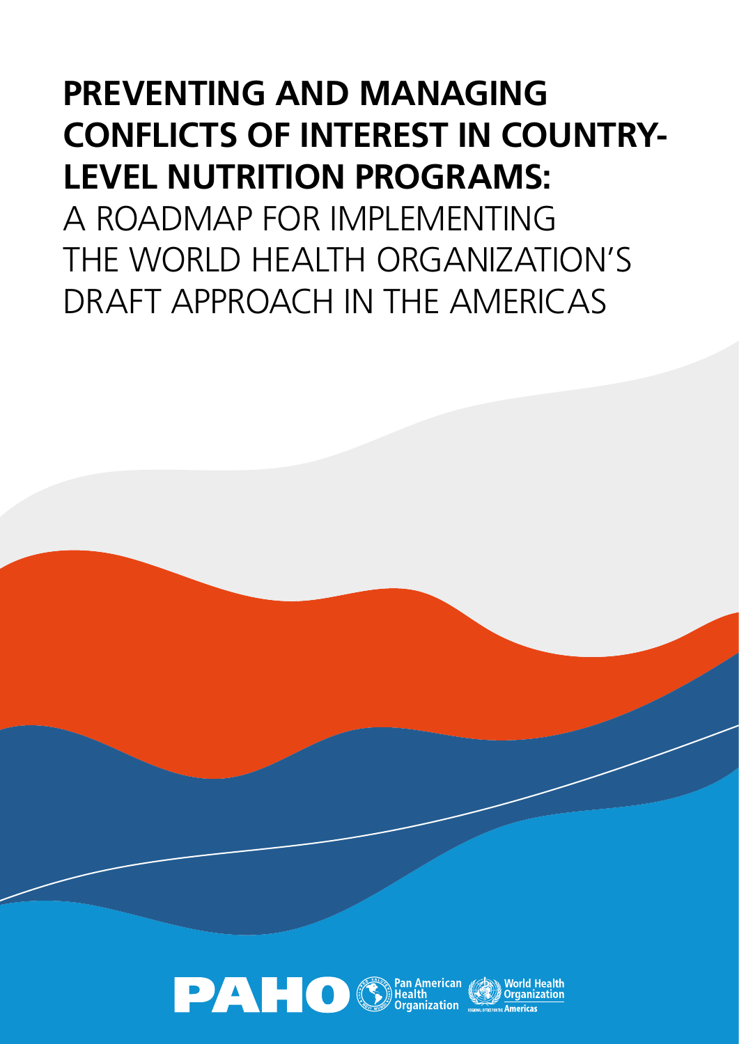# PREVENTING AND MANAGING CONFLICTS OF INTEREST IN COUNTRY-LEVEL NUTRITION PROGRAMS:

A ROADMAP FOR IMPLEMENTING THE WORLD HEALTH ORGANIZATION'S DRAFT APPROACH IN THE AMERICAS

PAHO Pan American Health Organization World Health Organization REGIONAL OFFICE FOR THE Americas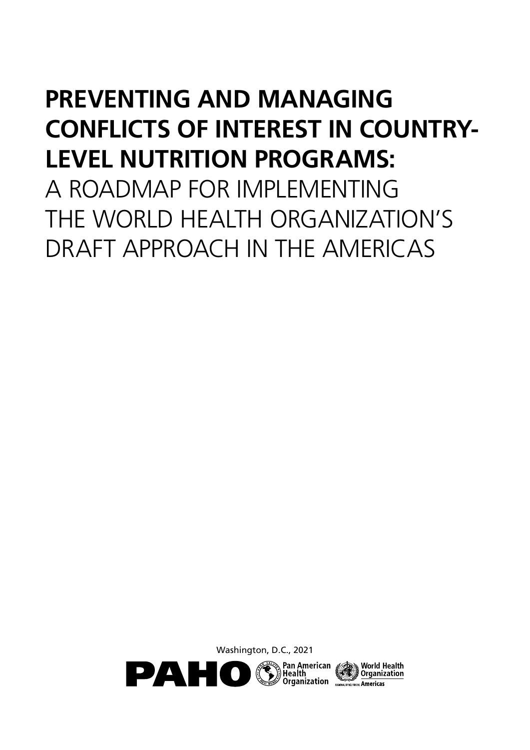# PREVENTING AND MANAGING CONFLICTS OF INTEREST IN COUNTRY-LEVEL NUTRITION PROGRAMS:

A ROADMAP FOR IMPLEMENTING THE WORLD HEALTH ORGANIZATION'S DRAFT APPROACH IN THE AMERICAS

Washington, D.C., 2021

PAHO Pan American Health Organization World Health Organization REGIONAL OFFICE FOR THE Americas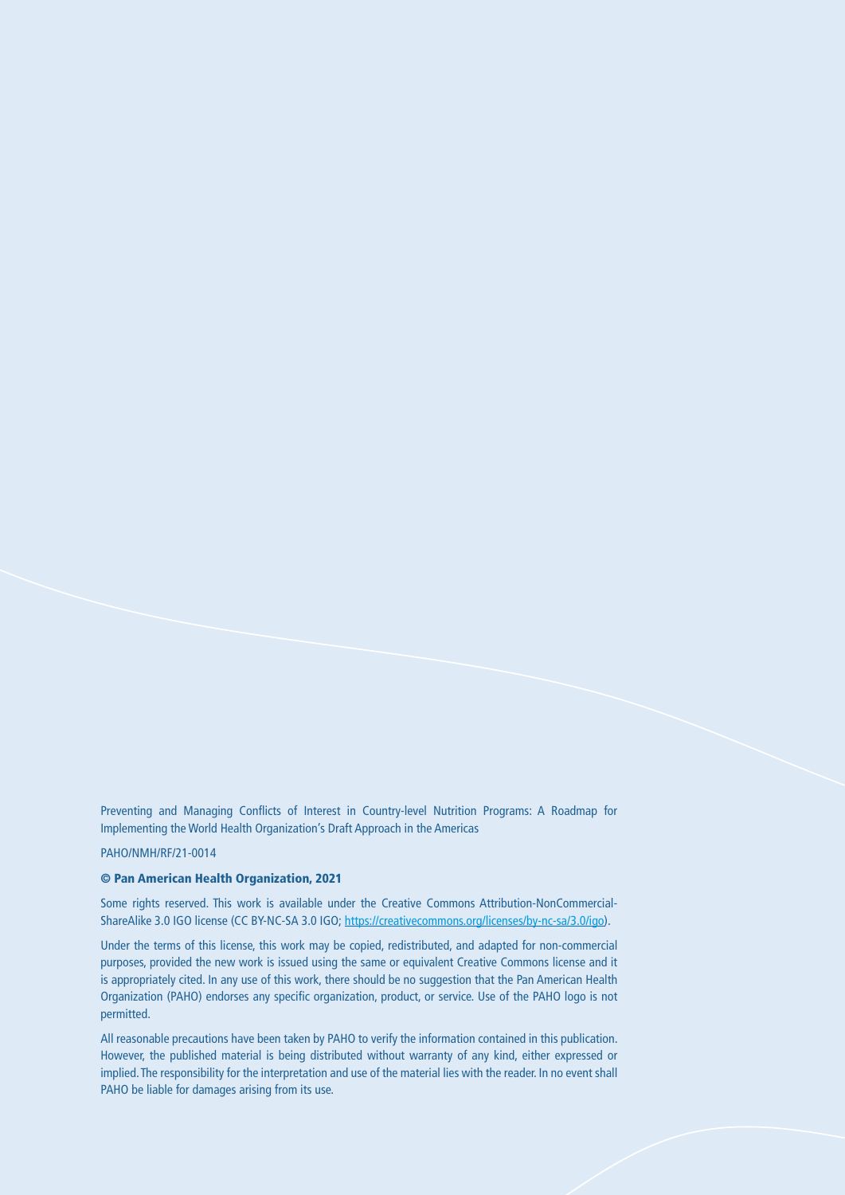Preventing and Managing Conflicts of Interest in Country-level Nutrition Programs: A Roadmap for Implementing the World Health Organization's Draft Approach in the Americas

PAHO/NMH/RF/21-0014

**© Pan American Health Organization, 2021**

Some rights reserved. This work is available under the Creative Commons Attribution-NonCommercial-ShareAlike 3.0 IGO license (CC BY-NC-SA 3.0 IGO; https://creativecommons.org/licenses/by-nc-sa/3.0/igo).

Under the terms of this license, this work may be copied, redistributed, and adapted for non-commercial purposes, provided the new work is issued using the same or equivalent Creative Commons license and it is appropriately cited. In any use of this work, there should be no suggestion that the Pan American Health Organization (PAHO) endorses any specific organization, product, or service. Use of the PAHO logo is not permitted.

All reasonable precautions have been taken by PAHO to verify the information contained in this publication. However, the published material is being distributed without warranty of any kind, either expressed or implied. The responsibility for the interpretation and use of the material lies with the reader. In no event shall PAHO be liable for damages arising from its use.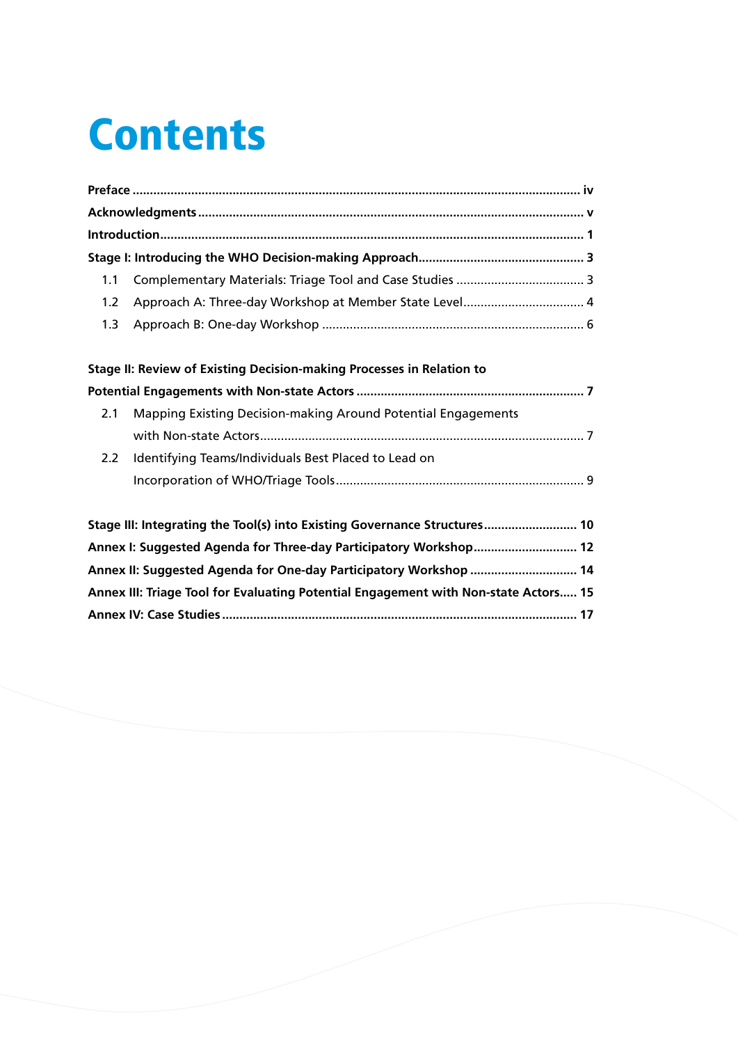# Contents

**Preface** ................................................................................................................ **iv**

**Acknowledgments** ........................................................................................................ **v**

**Introduction** ................................................................................................................ **1**

**Stage I: Introducing the WHO Decision-making Approach** ............................................. **3**

1.1 Complementary Materials: Triage Tool and Case Studies ..................................... 3

1.2 Approach A: Three-day Workshop at Member State Level .................................. 4

1.3 Approach B: One-day Workshop .......................................................................... 6

**Stage II: Review of Existing Decision-making Processes in Relation to Potential Engagements with Non-state Actors** ................................................................ **7**

2.1 Mapping Existing Decision-making Around Potential Engagements with Non-state Actors ............................................................................................ 7

2.2 Identifying Teams/Individuals Best Placed to Lead on Incorporation of WHO/Triage Tools ....................................................................... 9

**Stage III: Integrating the Tool(s) into Existing Governance Structures** ........................... **10**

**Annex I: Suggested Agenda for Three-day Participatory Workshop** ............................. **12**

**Annex II: Suggested Agenda for One-day Participatory Workshop** .............................. **14**

**Annex III: Triage Tool for Evaluating Potential Engagement with Non-state Actors** ..... **15**

**Annex IV: Case Studies** ............................................................................................... **17**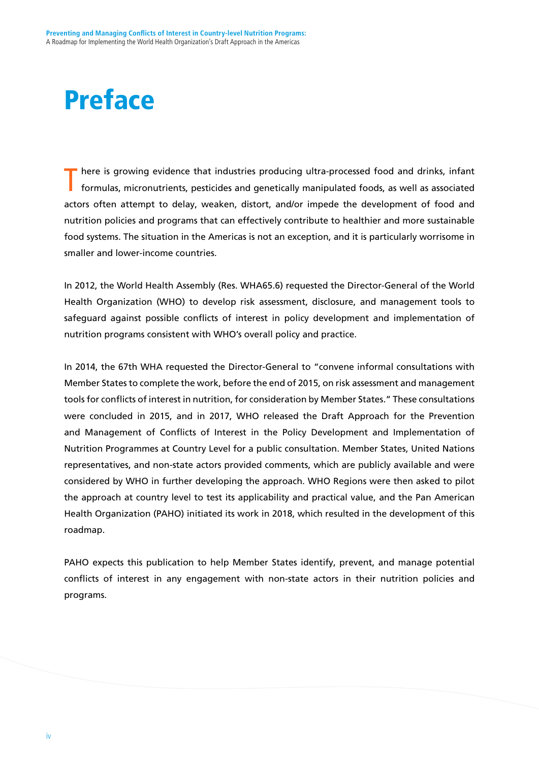# Preface

There is growing evidence that industries producing ultra-processed food and drinks, infant formulas, micronutrients, pesticides and genetically manipulated foods, as well as associated actors often attempt to delay, weaken, distort, and/or impede the development of food and nutrition policies and programs that can effectively contribute to healthier and more sustainable food systems. The situation in the Americas is not an exception, and it is particularly worrisome in smaller and lower-income countries.

In 2012, the World Health Assembly (Res. WHA65.6) requested the Director-General of the World Health Organization (WHO) to develop risk assessment, disclosure, and management tools to safeguard against possible conflicts of interest in policy development and implementation of nutrition programs consistent with WHO's overall policy and practice.

In 2014, the 67th WHA requested the Director-General to "convene informal consultations with Member States to complete the work, before the end of 2015, on risk assessment and management tools for conflicts of interest in nutrition, for consideration by Member States." These consultations were concluded in 2015, and in 2017, WHO released the Draft Approach for the Prevention and Management of Conflicts of Interest in the Policy Development and Implementation of Nutrition Programmes at Country Level for a public consultation. Member States, United Nations representatives, and non-state actors provided comments, which are publicly available and were considered by WHO in further developing the approach. WHO Regions were then asked to pilot the approach at country level to test its applicability and practical value, and the Pan American Health Organization (PAHO) initiated its work in 2018, which resulted in the development of this roadmap.

PAHO expects this publication to help Member States identify, prevent, and manage potential conflicts of interest in any engagement with non-state actors in their nutrition policies and programs.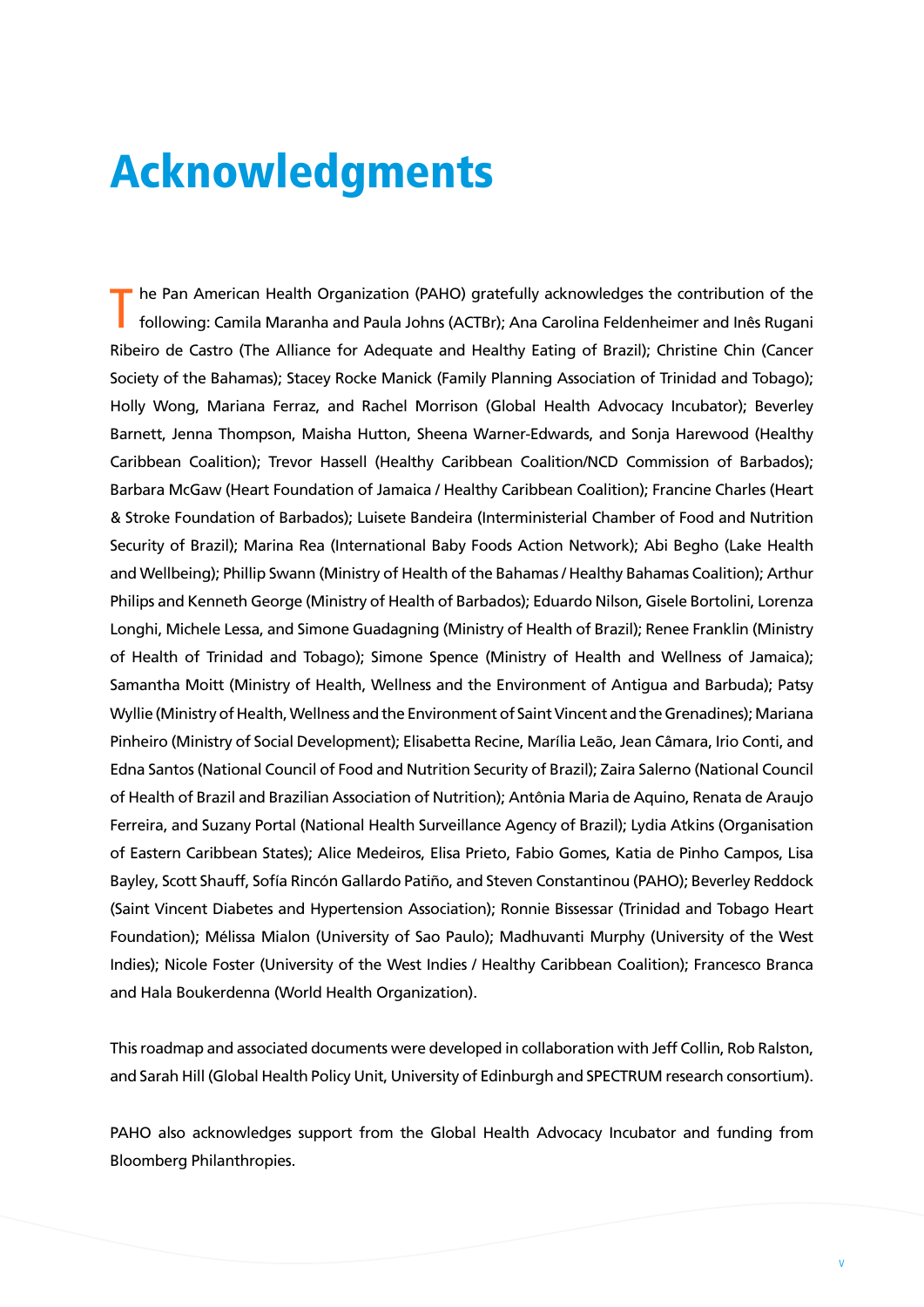# Acknowledgments

The Pan American Health Organization (PAHO) gratefully acknowledges the contribution of the following: Camila Maranha and Paula Johns (ACTBr); Ana Carolina Feldenheimer and Inês Rugani Ribeiro de Castro (The Alliance for Adequate and Healthy Eating of Brazil); Christine Chin (Cancer Society of the Bahamas); Stacey Rocke Manick (Family Planning Association of Trinidad and Tobago); Holly Wong, Mariana Ferraz, and Rachel Morrison (Global Health Advocacy Incubator); Beverley Barnett, Jenna Thompson, Maisha Hutton, Sheena Warner-Edwards, and Sonja Harewood (Healthy Caribbean Coalition); Trevor Hassell (Healthy Caribbean Coalition/NCD Commission of Barbados); Barbara McGaw (Heart Foundation of Jamaica / Healthy Caribbean Coalition); Francine Charles (Heart & Stroke Foundation of Barbados); Luisete Bandeira (Interministerial Chamber of Food and Nutrition Security of Brazil); Marina Rea (International Baby Foods Action Network); Abi Begho (Lake Health and Wellbeing); Phillip Swann (Ministry of Health of the Bahamas / Healthy Bahamas Coalition); Arthur Philips and Kenneth George (Ministry of Health of Barbados); Eduardo Nilson, Gisele Bortolini, Lorenza Longhi, Michele Lessa, and Simone Guadagning (Ministry of Health of Brazil); Renee Franklin (Ministry of Health of Trinidad and Tobago); Simone Spence (Ministry of Health and Wellness of Jamaica); Samantha Moitt (Ministry of Health, Wellness and the Environment of Antigua and Barbuda); Patsy Wyllie (Ministry of Health, Wellness and the Environment of Saint Vincent and the Grenadines); Mariana Pinheiro (Ministry of Social Development); Elisabetta Recine, Marília Leão, Jean Câmara, Irio Conti, and Edna Santos (National Council of Food and Nutrition Security of Brazil); Zaira Salerno (National Council of Health of Brazil and Brazilian Association of Nutrition); Antônia Maria de Aquino, Renata de Araujo Ferreira, and Suzany Portal (National Health Surveillance Agency of Brazil); Lydia Atkins (Organisation of Eastern Caribbean States); Alice Medeiros, Elisa Prieto, Fabio Gomes, Katia de Pinho Campos, Lisa Bayley, Scott Shauff, Sofía Rincón Gallardo Patiño, and Steven Constantinou (PAHO); Beverley Reddock (Saint Vincent Diabetes and Hypertension Association); Ronnie Bissessar (Trinidad and Tobago Heart Foundation); Mélissa Mialon (University of Sao Paulo); Madhuvanti Murphy (University of the West Indies); Nicole Foster (University of the West Indies / Healthy Caribbean Coalition); Francesco Branca and Hala Boukerdenna (World Health Organization).

This roadmap and associated documents were developed in collaboration with Jeff Collin, Rob Ralston, and Sarah Hill (Global Health Policy Unit, University of Edinburgh and SPECTRUM research consortium).

PAHO also acknowledges support from the Global Health Advocacy Incubator and funding from Bloomberg Philanthropies.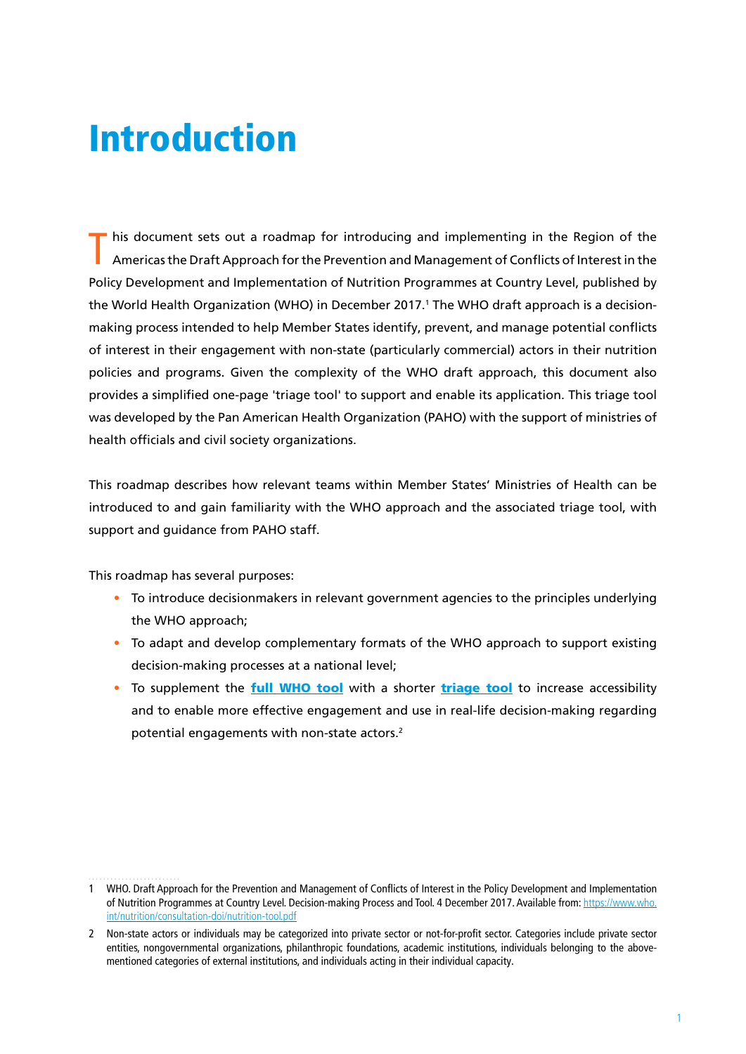# Introduction

This document sets out a roadmap for introducing and implementing in the Region of the Americas the Draft Approach for the Prevention and Management of Conflicts of Interest in the Policy Development and Implementation of Nutrition Programmes at Country Level, published by the World Health Organization (WHO) in December 2017.[1] The WHO draft approach is a decision-making process intended to help Member States identify, prevent, and manage potential conflicts of interest in their engagement with non-state (particularly commercial) actors in their nutrition policies and programs. Given the complexity of the WHO draft approach, this document also provides a simplified one-page 'triage tool' to support and enable its application. This triage tool was developed by the Pan American Health Organization (PAHO) with the support of ministries of health officials and civil society organizations.

This roadmap describes how relevant teams within Member States' Ministries of Health can be introduced to and gain familiarity with the WHO approach and the associated triage tool, with support and guidance from PAHO staff.

This roadmap has several purposes:

- To introduce decisionmakers in relevant government agencies to the principles underlying the WHO approach;
- To adapt and develop complementary formats of the WHO approach to support existing decision-making processes at a national level;
- To supplement the **full WHO tool** with a shorter **triage tool** to increase accessibility and to enable more effective engagement and use in real-life decision-making regarding potential engagements with non-state actors.[2]

---

1 WHO. Draft Approach for the Prevention and Management of Conflicts of Interest in the Policy Development and Implementation of Nutrition Programmes at Country Level. Decision-making Process and Tool. 4 December 2017. Available from: https://www.who.int/nutrition/consultation-doi/nutrition-tool.pdf

2 Non-state actors or individuals may be categorized into private sector or not-for-profit sector. Categories include private sector entities, nongovernmental organizations, philanthropic foundations, academic institutions, individuals belonging to the above-mentioned categories of external institutions, and individuals acting in their individual capacity.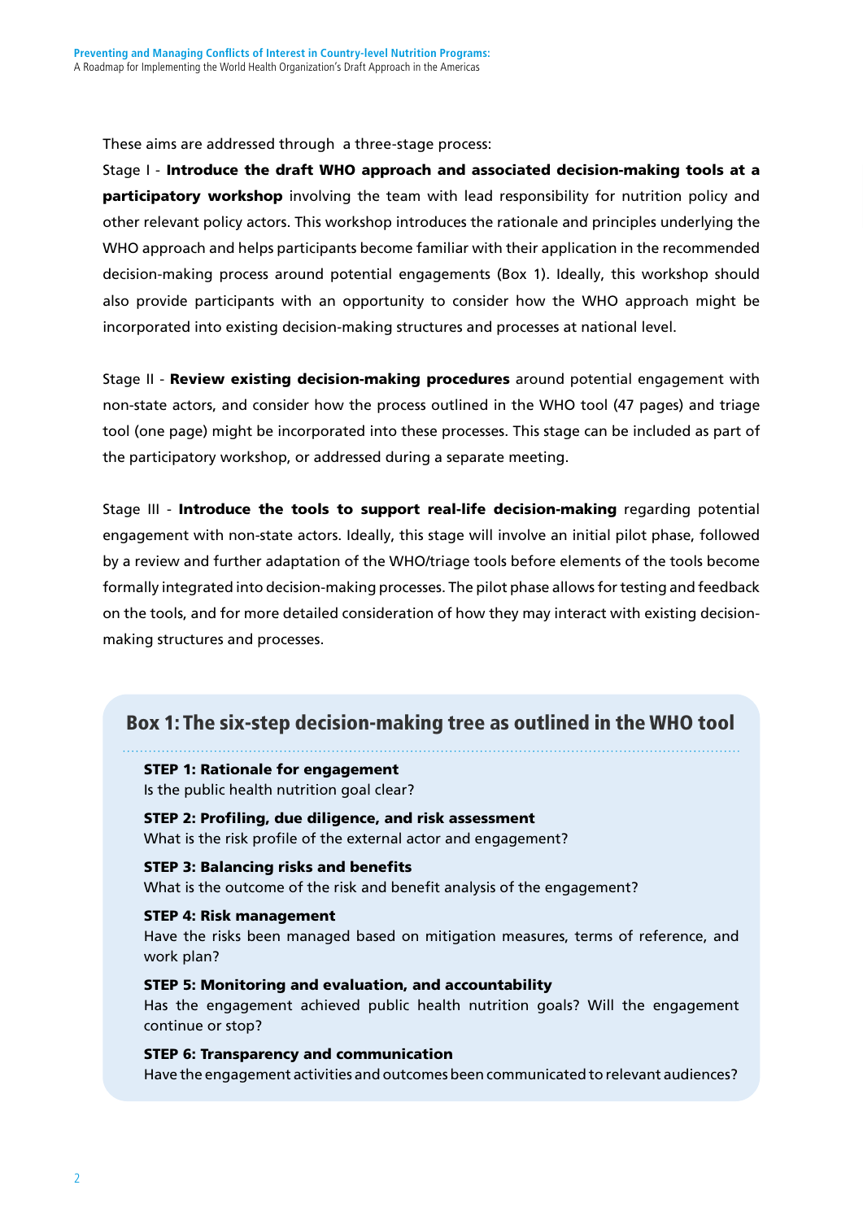These aims are addressed through a three-stage process:

Stage I - **Introduce the draft WHO approach and associated decision-making tools at a participatory workshop** involving the team with lead responsibility for nutrition policy and other relevant policy actors. This workshop introduces the rationale and principles underlying the WHO approach and helps participants become familiar with their application in the recommended decision-making process around potential engagements (Box 1). Ideally, this workshop should also provide participants with an opportunity to consider how the WHO approach might be incorporated into existing decision-making structures and processes at national level.

Stage II - **Review existing decision-making procedures** around potential engagement with non-state actors, and consider how the process outlined in the WHO tool (47 pages) and triage tool (one page) might be incorporated into these processes. This stage can be included as part of the participatory workshop, or addressed during a separate meeting.

Stage III - **Introduce the tools to support real-life decision-making** regarding potential engagement with non-state actors. Ideally, this stage will involve an initial pilot phase, followed by a review and further adaptation of the WHO/triage tools before elements of the tools become formally integrated into decision-making processes. The pilot phase allows for testing and feedback on the tools, and for more detailed consideration of how they may interact with existing decision-making structures and processes.

## Box 1: The six-step decision-making tree as outlined in the WHO tool

**STEP 1: Rationale for engagement**
Is the public health nutrition goal clear?

**STEP 2: Profiling, due diligence, and risk assessment**
What is the risk profile of the external actor and engagement?

**STEP 3: Balancing risks and benefits**
What is the outcome of the risk and benefit analysis of the engagement?

**STEP 4: Risk management**
Have the risks been managed based on mitigation measures, terms of reference, and work plan?

**STEP 5: Monitoring and evaluation, and accountability**
Has the engagement achieved public health nutrition goals? Will the engagement continue or stop?

**STEP 6: Transparency and communication**
Have the engagement activities and outcomes been communicated to relevant audiences?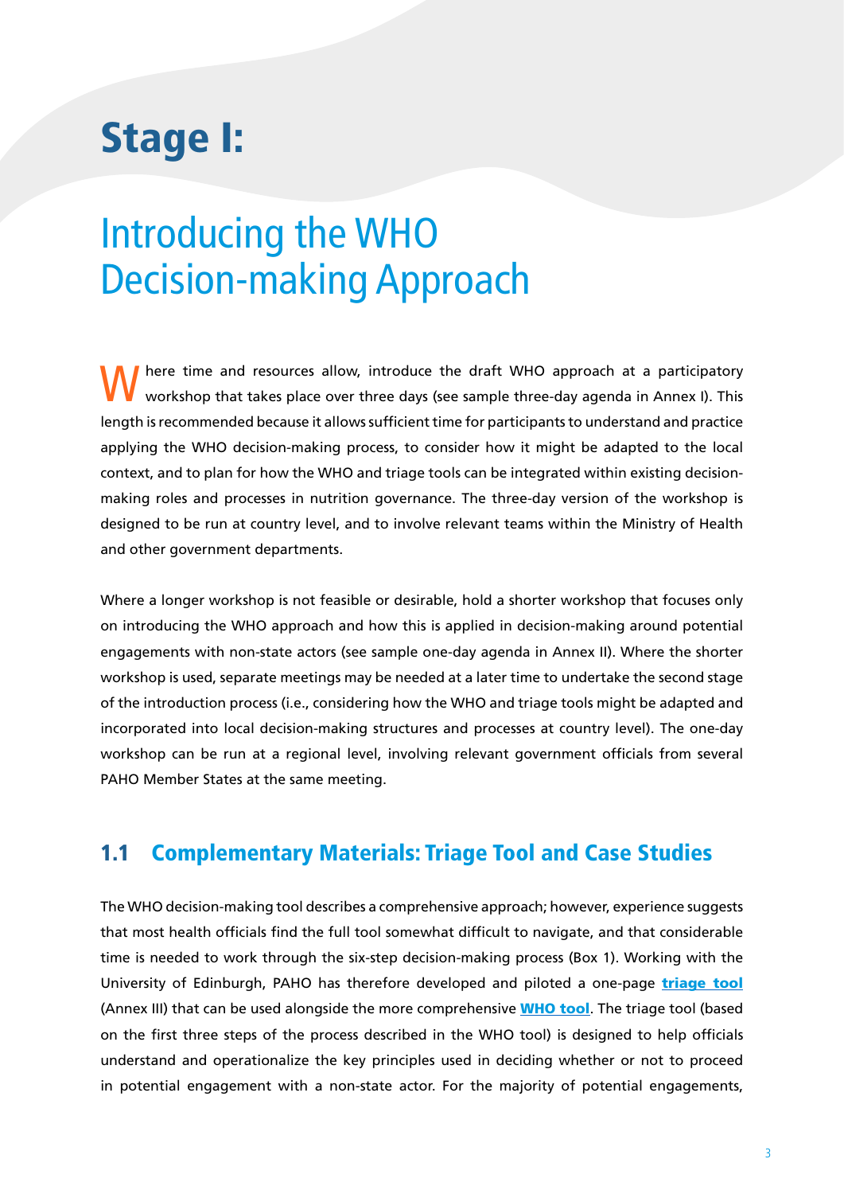# Stage I:

# Introducing the WHO Decision-making Approach

Where time and resources allow, introduce the draft WHO approach at a participatory workshop that takes place over three days (see sample three-day agenda in Annex I). This length is recommended because it allows sufficient time for participants to understand and practice applying the WHO decision-making process, to consider how it might be adapted to the local context, and to plan for how the WHO and triage tools can be integrated within existing decision-making roles and processes in nutrition governance. The three-day version of the workshop is designed to be run at country level, and to involve relevant teams within the Ministry of Health and other government departments.

Where a longer workshop is not feasible or desirable, hold a shorter workshop that focuses only on introducing the WHO approach and how this is applied in decision-making around potential engagements with non-state actors (see sample one-day agenda in Annex II). Where the shorter workshop is used, separate meetings may be needed at a later time to undertake the second stage of the introduction process (i.e., considering how the WHO and triage tools might be adapted and incorporated into local decision-making structures and processes at country level). The one-day workshop can be run at a regional level, involving relevant government officials from several PAHO Member States at the same meeting.

## 1.1 Complementary Materials: Triage Tool and Case Studies

The WHO decision-making tool describes a comprehensive approach; however, experience suggests that most health officials find the full tool somewhat difficult to navigate, and that considerable time is needed to work through the six-step decision-making process (Box 1). Working with the University of Edinburgh, PAHO has therefore developed and piloted a one-page **triage tool** (Annex III) that can be used alongside the more comprehensive **WHO tool**. The triage tool (based on the first three steps of the process described in the WHO tool) is designed to help officials understand and operationalize the key principles used in deciding whether or not to proceed in potential engagement with a non-state actor. For the majority of potential engagements,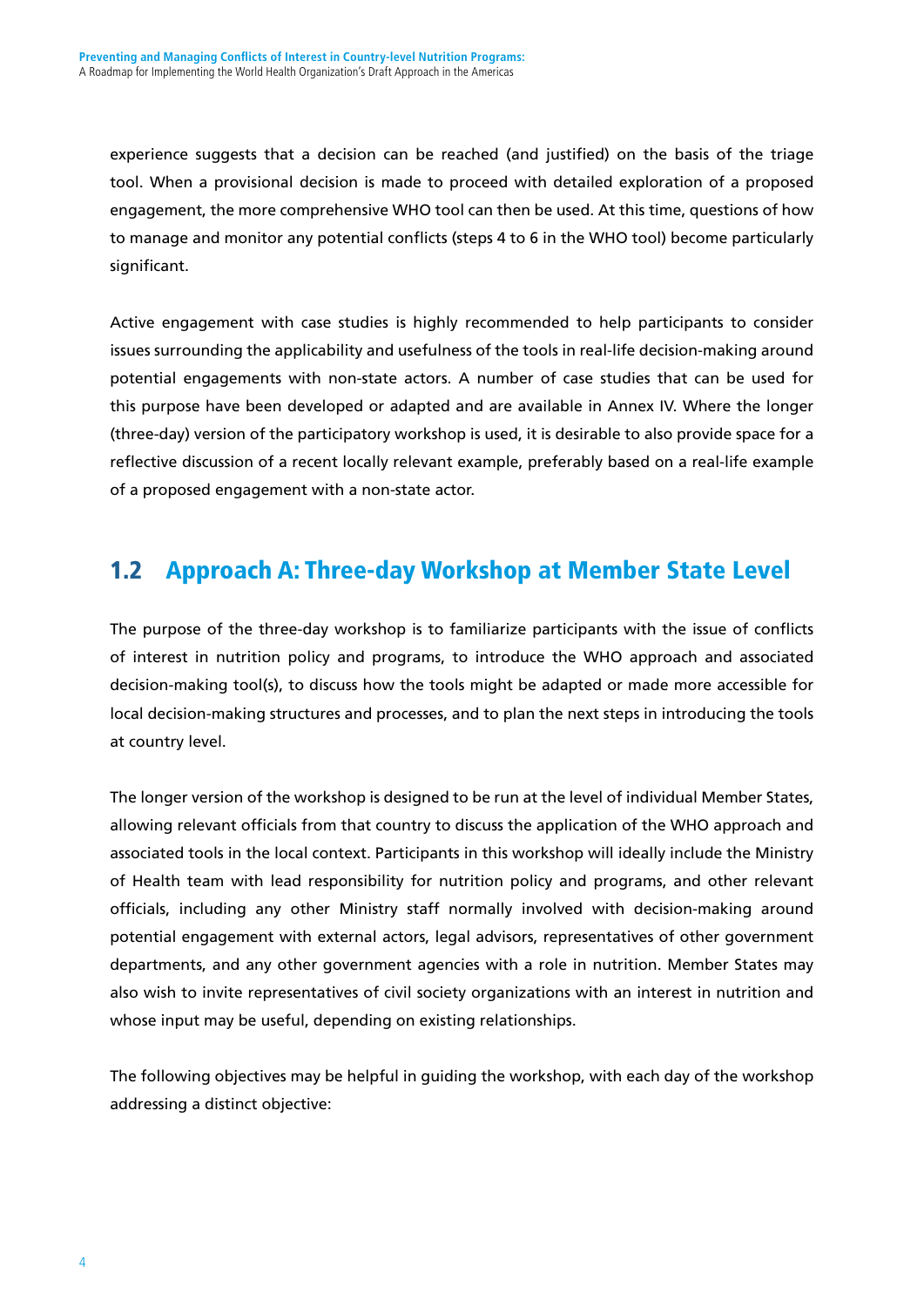experience suggests that a decision can be reached (and justified) on the basis of the triage tool. When a provisional decision is made to proceed with detailed exploration of a proposed engagement, the more comprehensive WHO tool can then be used. At this time, questions of how to manage and monitor any potential conflicts (steps 4 to 6 in the WHO tool) become particularly significant.

Active engagement with case studies is highly recommended to help participants to consider issues surrounding the applicability and usefulness of the tools in real-life decision-making around potential engagements with non-state actors. A number of case studies that can be used for this purpose have been developed or adapted and are available in Annex IV. Where the longer (three-day) version of the participatory workshop is used, it is desirable to also provide space for a reflective discussion of a recent locally relevant example, preferably based on a real-life example of a proposed engagement with a non-state actor.

## 1.2 Approach A: Three-day Workshop at Member State Level

The purpose of the three-day workshop is to familiarize participants with the issue of conflicts of interest in nutrition policy and programs, to introduce the WHO approach and associated decision-making tool(s), to discuss how the tools might be adapted or made more accessible for local decision-making structures and processes, and to plan the next steps in introducing the tools at country level.

The longer version of the workshop is designed to be run at the level of individual Member States, allowing relevant officials from that country to discuss the application of the WHO approach and associated tools in the local context. Participants in this workshop will ideally include the Ministry of Health team with lead responsibility for nutrition policy and programs, and other relevant officials, including any other Ministry staff normally involved with decision-making around potential engagement with external actors, legal advisors, representatives of other government departments, and any other government agencies with a role in nutrition. Member States may also wish to invite representatives of civil society organizations with an interest in nutrition and whose input may be useful, depending on existing relationships.

The following objectives may be helpful in guiding the workshop, with each day of the workshop addressing a distinct objective: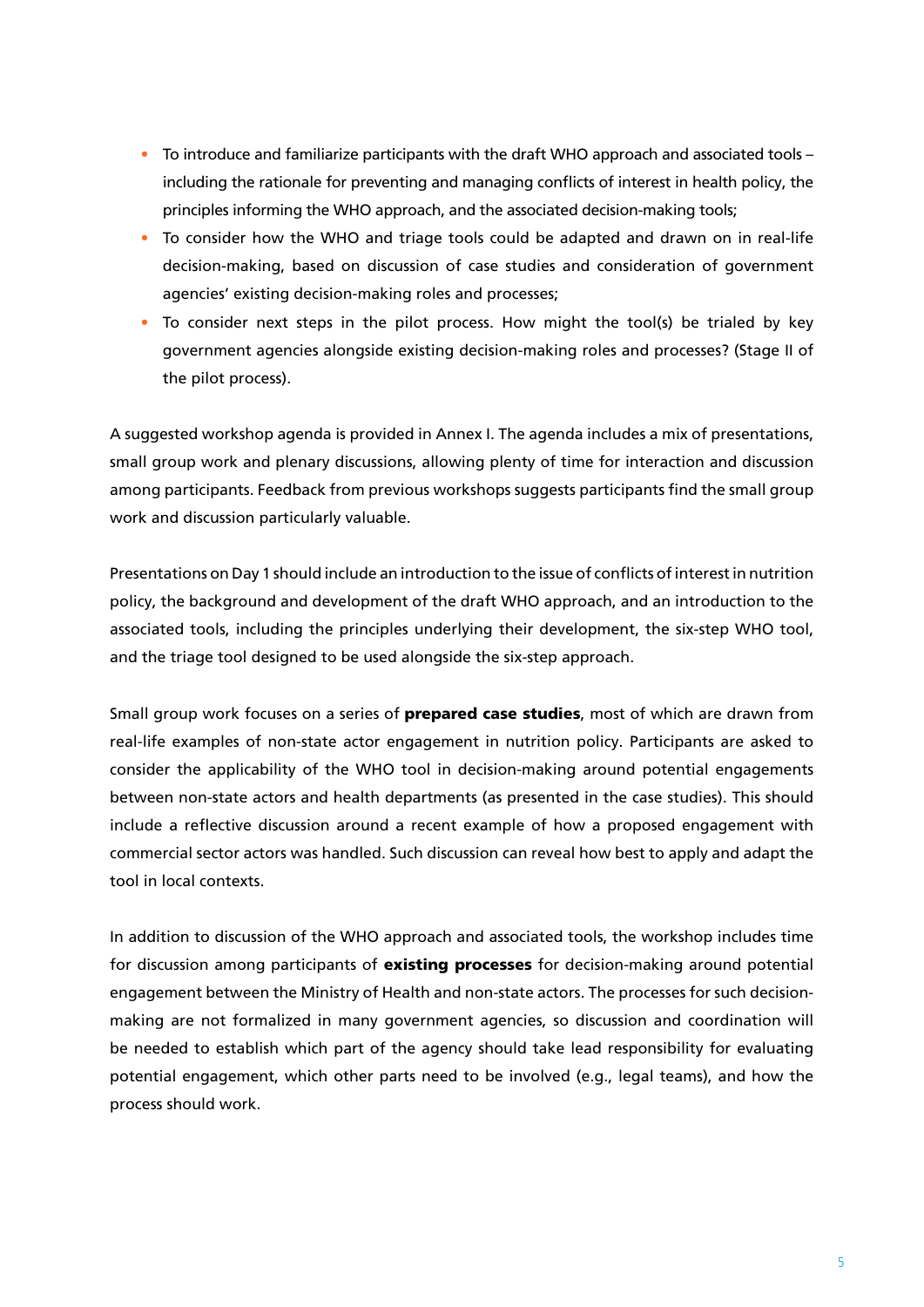- To introduce and familiarize participants with the draft WHO approach and associated tools – including the rationale for preventing and managing conflicts of interest in health policy, the principles informing the WHO approach, and the associated decision-making tools;
- To consider how the WHO and triage tools could be adapted and drawn on in real-life decision-making, based on discussion of case studies and consideration of government agencies' existing decision-making roles and processes;
- To consider next steps in the pilot process. How might the tool(s) be trialed by key government agencies alongside existing decision-making roles and processes? (Stage II of the pilot process).

A suggested workshop agenda is provided in Annex I. The agenda includes a mix of presentations, small group work and plenary discussions, allowing plenty of time for interaction and discussion among participants. Feedback from previous workshops suggests participants find the small group work and discussion particularly valuable.

Presentations on Day 1 should include an introduction to the issue of conflicts of interest in nutrition policy, the background and development of the draft WHO approach, and an introduction to the associated tools, including the principles underlying their development, the six-step WHO tool, and the triage tool designed to be used alongside the six-step approach.

Small group work focuses on a series of **prepared case studies**, most of which are drawn from real-life examples of non-state actor engagement in nutrition policy. Participants are asked to consider the applicability of the WHO tool in decision-making around potential engagements between non-state actors and health departments (as presented in the case studies). This should include a reflective discussion around a recent example of how a proposed engagement with commercial sector actors was handled. Such discussion can reveal how best to apply and adapt the tool in local contexts.

In addition to discussion of the WHO approach and associated tools, the workshop includes time for discussion among participants of **existing processes** for decision-making around potential engagement between the Ministry of Health and non-state actors. The processes for such decision-making are not formalized in many government agencies, so discussion and coordination will be needed to establish which part of the agency should take lead responsibility for evaluating potential engagement, which other parts need to be involved (e.g., legal teams), and how the process should work.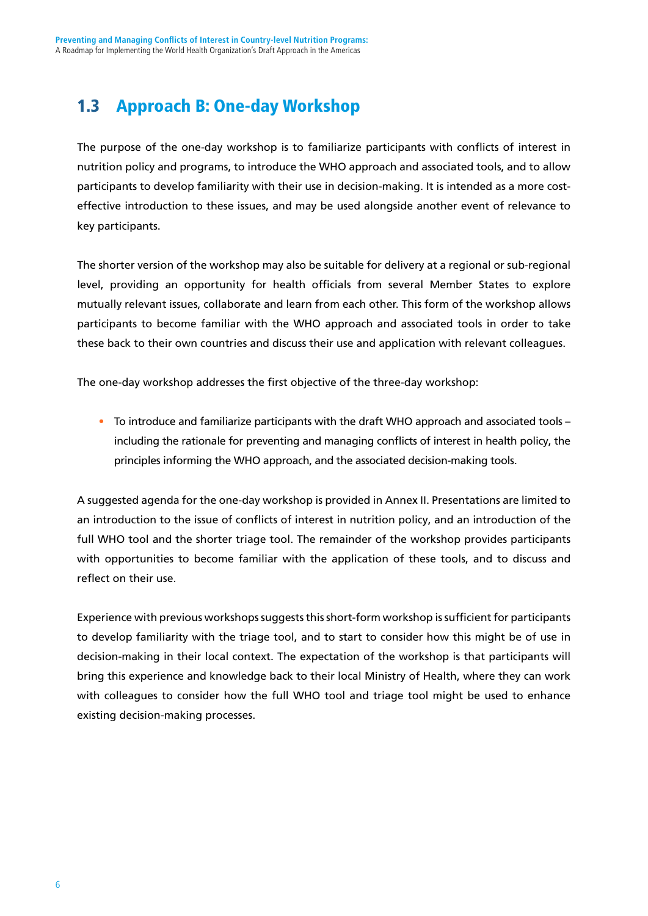## 1.3 Approach B: One-day Workshop

The purpose of the one-day workshop is to familiarize participants with conflicts of interest in nutrition policy and programs, to introduce the WHO approach and associated tools, and to allow participants to develop familiarity with their use in decision-making. It is intended as a more cost-effective introduction to these issues, and may be used alongside another event of relevance to key participants.

The shorter version of the workshop may also be suitable for delivery at a regional or sub-regional level, providing an opportunity for health officials from several Member States to explore mutually relevant issues, collaborate and learn from each other. This form of the workshop allows participants to become familiar with the WHO approach and associated tools in order to take these back to their own countries and discuss their use and application with relevant colleagues.

The one-day workshop addresses the first objective of the three-day workshop:

- To introduce and familiarize participants with the draft WHO approach and associated tools – including the rationale for preventing and managing conflicts of interest in health policy, the principles informing the WHO approach, and the associated decision-making tools.

A suggested agenda for the one-day workshop is provided in Annex II. Presentations are limited to an introduction to the issue of conflicts of interest in nutrition policy, and an introduction of the full WHO tool and the shorter triage tool. The remainder of the workshop provides participants with opportunities to become familiar with the application of these tools, and to discuss and reflect on their use.

Experience with previous workshops suggests this short-form workshop is sufficient for participants to develop familiarity with the triage tool, and to start to consider how this might be of use in decision-making in their local context. The expectation of the workshop is that participants will bring this experience and knowledge back to their local Ministry of Health, where they can work with colleagues to consider how the full WHO tool and triage tool might be used to enhance existing decision-making processes.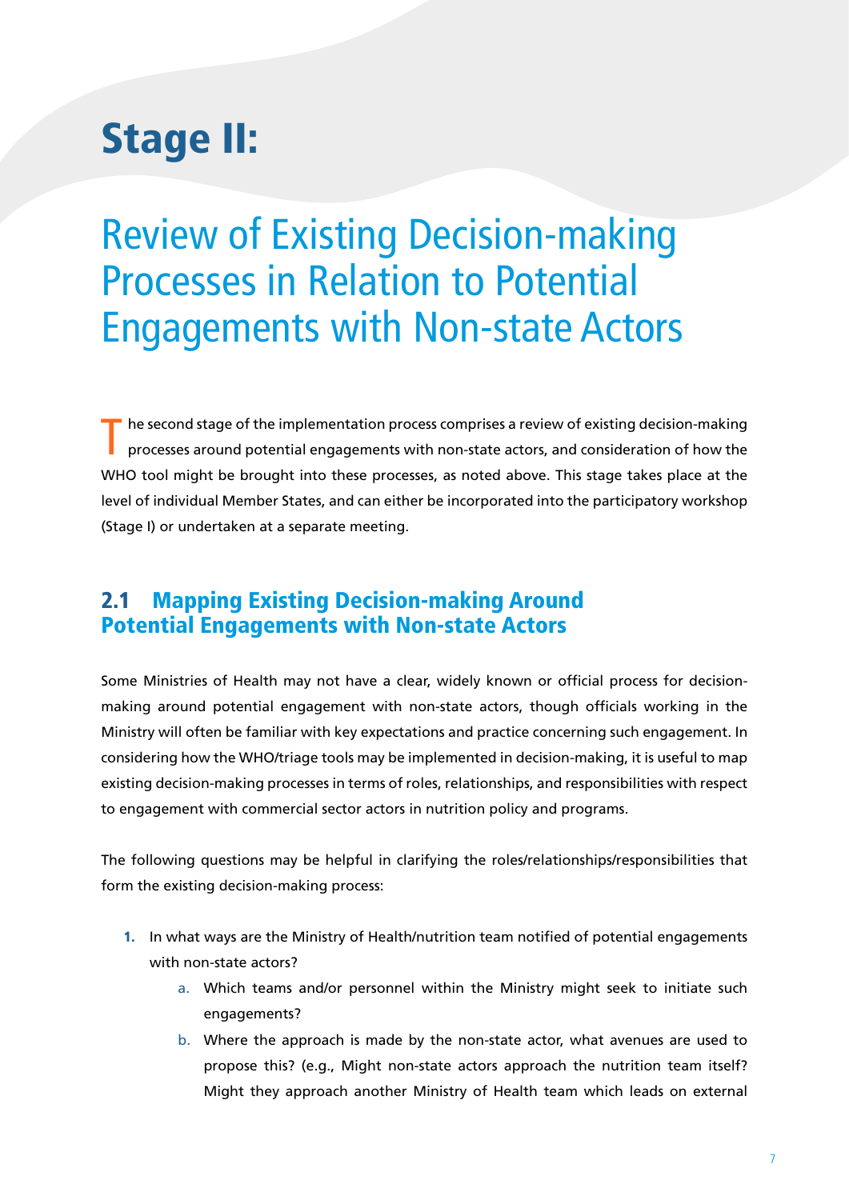# Stage II:

# Review of Existing Decision-making Processes in Relation to Potential Engagements with Non-state Actors

The second stage of the implementation process comprises a review of existing decision-making processes around potential engagements with non-state actors, and consideration of how the WHO tool might be brought into these processes, as noted above. This stage takes place at the level of individual Member States, and can either be incorporated into the participatory workshop (Stage I) or undertaken at a separate meeting.

## 2.1 Mapping Existing Decision-making Around Potential Engagements with Non-state Actors

Some Ministries of Health may not have a clear, widely known or official process for decision-making around potential engagement with non-state actors, though officials working in the Ministry will often be familiar with key expectations and practice concerning such engagement. In considering how the WHO/triage tools may be implemented in decision-making, it is useful to map existing decision-making processes in terms of roles, relationships, and responsibilities with respect to engagement with commercial sector actors in nutrition policy and programs.

The following questions may be helpful in clarifying the roles/relationships/responsibilities that form the existing decision-making process:

1. In what ways are the Ministry of Health/nutrition team notified of potential engagements with non-state actors?
    a. Which teams and/or personnel within the Ministry might seek to initiate such engagements?
    b. Where the approach is made by the non-state actor, what avenues are used to propose this? (e.g., Might non-state actors approach the nutrition team itself? Might they approach another Ministry of Health team which leads on external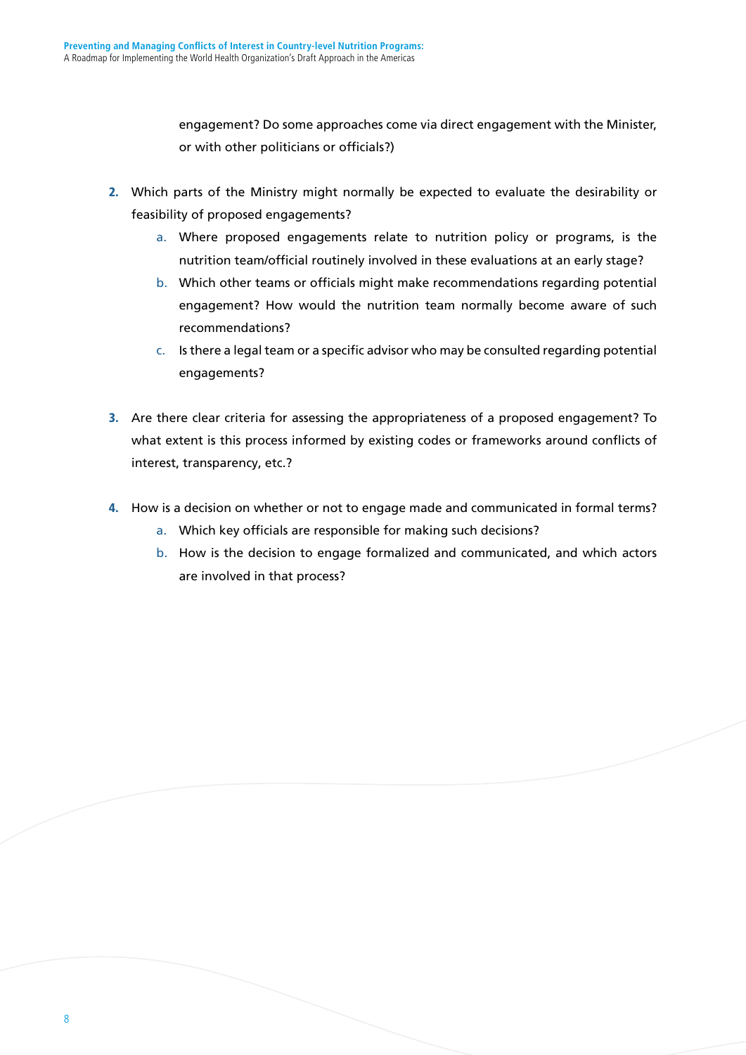engagement? Do some approaches come via direct engagement with the Minister, or with other politicians or officials?)

2. Which parts of the Ministry might normally be expected to evaluate the desirability or feasibility of proposed engagements?
   a. Where proposed engagements relate to nutrition policy or programs, is the nutrition team/official routinely involved in these evaluations at an early stage?
   b. Which other teams or officials might make recommendations regarding potential engagement? How would the nutrition team normally become aware of such recommendations?
   c. Is there a legal team or a specific advisor who may be consulted regarding potential engagements?

3. Are there clear criteria for assessing the appropriateness of a proposed engagement? To what extent is this process informed by existing codes or frameworks around conflicts of interest, transparency, etc.?

4. How is a decision on whether or not to engage made and communicated in formal terms?
   a. Which key officials are responsible for making such decisions?
   b. How is the decision to engage formalized and communicated, and which actors are involved in that process?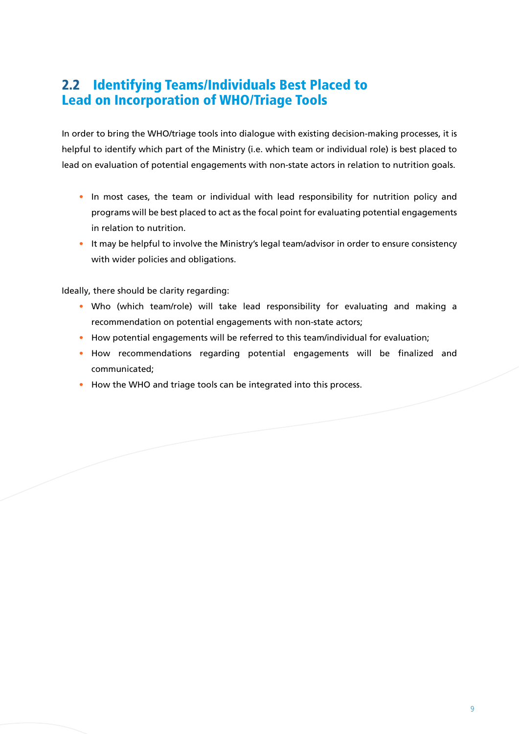## 2.2 Identifying Teams/Individuals Best Placed to Lead on Incorporation of WHO/Triage Tools

In order to bring the WHO/triage tools into dialogue with existing decision-making processes, it is helpful to identify which part of the Ministry (i.e. which team or individual role) is best placed to lead on evaluation of potential engagements with non-state actors in relation to nutrition goals.

- In most cases, the team or individual with lead responsibility for nutrition policy and programs will be best placed to act as the focal point for evaluating potential engagements in relation to nutrition.
- It may be helpful to involve the Ministry's legal team/advisor in order to ensure consistency with wider policies and obligations.

Ideally, there should be clarity regarding:

- Who (which team/role) will take lead responsibility for evaluating and making a recommendation on potential engagements with non-state actors;
- How potential engagements will be referred to this team/individual for evaluation;
- How recommendations regarding potential engagements will be finalized and communicated;
- How the WHO and triage tools can be integrated into this process.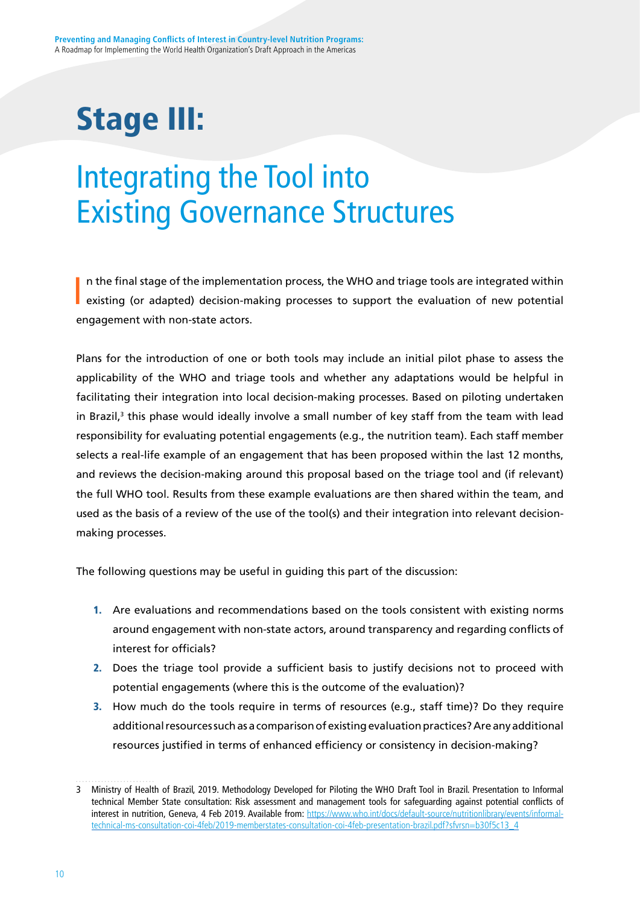# Stage III:

## Integrating the Tool into Existing Governance Structures

In the final stage of the implementation process, the WHO and triage tools are integrated within existing (or adapted) decision-making processes to support the evaluation of new potential engagement with non-state actors.

Plans for the introduction of one or both tools may include an initial pilot phase to assess the applicability of the WHO and triage tools and whether any adaptations would be helpful in facilitating their integration into local decision-making processes. Based on piloting undertaken in Brazil,[3] this phase would ideally involve a small number of key staff from the team with lead responsibility for evaluating potential engagements (e.g., the nutrition team). Each staff member selects a real-life example of an engagement that has been proposed within the last 12 months, and reviews the decision-making around this proposal based on the triage tool and (if relevant) the full WHO tool. Results from these example evaluations are then shared within the team, and used as the basis of a review of the use of the tool(s) and their integration into relevant decision-making processes.

The following questions may be useful in guiding this part of the discussion:

1. Are evaluations and recommendations based on the tools consistent with existing norms around engagement with non-state actors, around transparency and regarding conflicts of interest for officials?
2. Does the triage tool provide a sufficient basis to justify decisions not to proceed with potential engagements (where this is the outcome of the evaluation)?
3. How much do the tools require in terms of resources (e.g., staff time)? Do they require additional resources such as a comparison of existing evaluation practices? Are any additional resources justified in terms of enhanced efficiency or consistency in decision-making?

---

3 Ministry of Health of Brazil, 2019. Methodology Developed for Piloting the WHO Draft Tool in Brazil. Presentation to Informal technical Member State consultation: Risk assessment and management tools for safeguarding against potential conflicts of interest in nutrition, Geneva, 4 Feb 2019. Available from: https://www.who.int/docs/default-source/nutritionlibrary/events/informal-technical-ms-consultation-coi-4feb/2019-memberstates-consultation-coi-4feb-presentation-brazil.pdf?sfvrsn=b30f5c13_4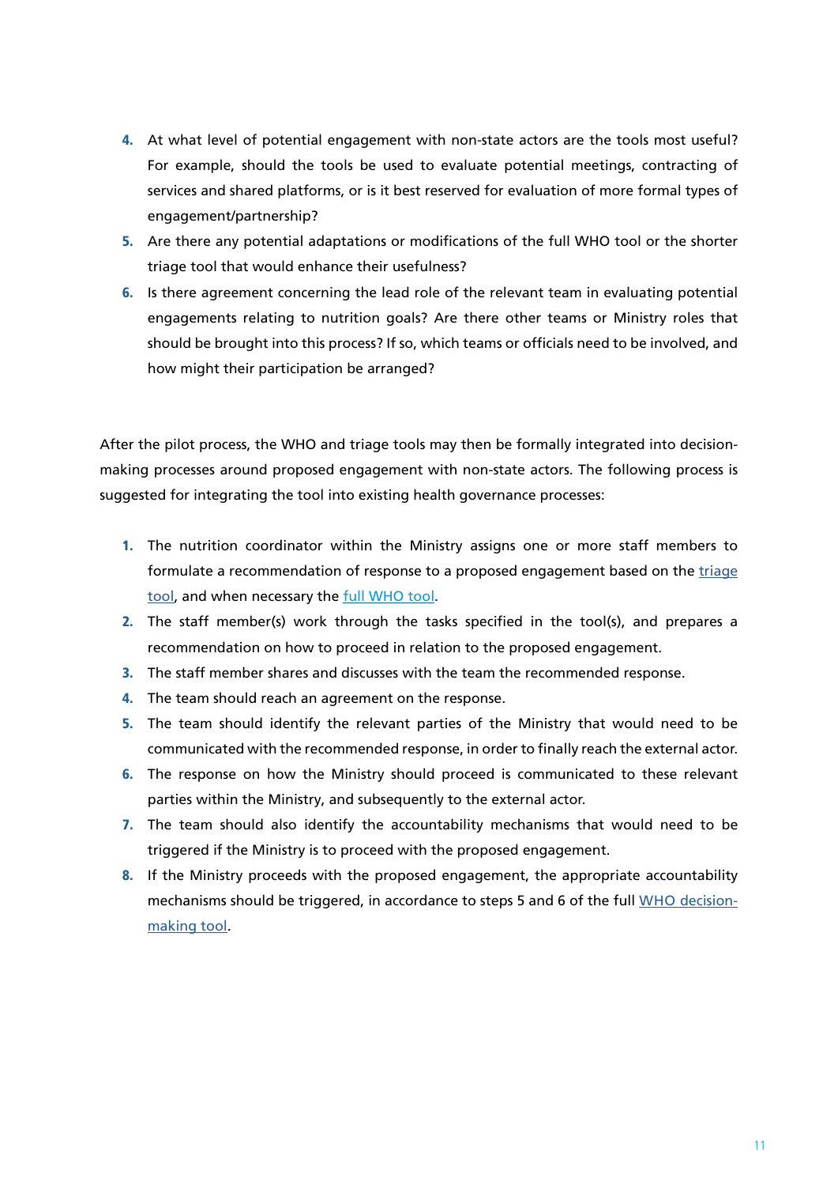4. At what level of potential engagement with non-state actors are the tools most useful? For example, should the tools be used to evaluate potential meetings, contracting of services and shared platforms, or is it best reserved for evaluation of more formal types of engagement/partnership?
5. Are there any potential adaptations or modifications of the full WHO tool or the shorter triage tool that would enhance their usefulness?
6. Is there agreement concerning the lead role of the relevant team in evaluating potential engagements relating to nutrition goals? Are there other teams or Ministry roles that should be brought into this process? If so, which teams or officials need to be involved, and how might their participation be arranged?

After the pilot process, the WHO and triage tools may then be formally integrated into decision-making processes around proposed engagement with non-state actors. The following process is suggested for integrating the tool into existing health governance processes:

1. The nutrition coordinator within the Ministry assigns one or more staff members to formulate a recommendation of response to a proposed engagement based on the triage tool, and when necessary the full WHO tool.
2. The staff member(s) work through the tasks specified in the tool(s), and prepares a recommendation on how to proceed in relation to the proposed engagement.
3. The staff member shares and discusses with the team the recommended response.
4. The team should reach an agreement on the response.
5. The team should identify the relevant parties of the Ministry that would need to be communicated with the recommended response, in order to finally reach the external actor.
6. The response on how the Ministry should proceed is communicated to these relevant parties within the Ministry, and subsequently to the external actor.
7. The team should also identify the accountability mechanisms that would need to be triggered if the Ministry is to proceed with the proposed engagement.
8. If the Ministry proceeds with the proposed engagement, the appropriate accountability mechanisms should be triggered, in accordance to steps 5 and 6 of the full WHO decision-making tool.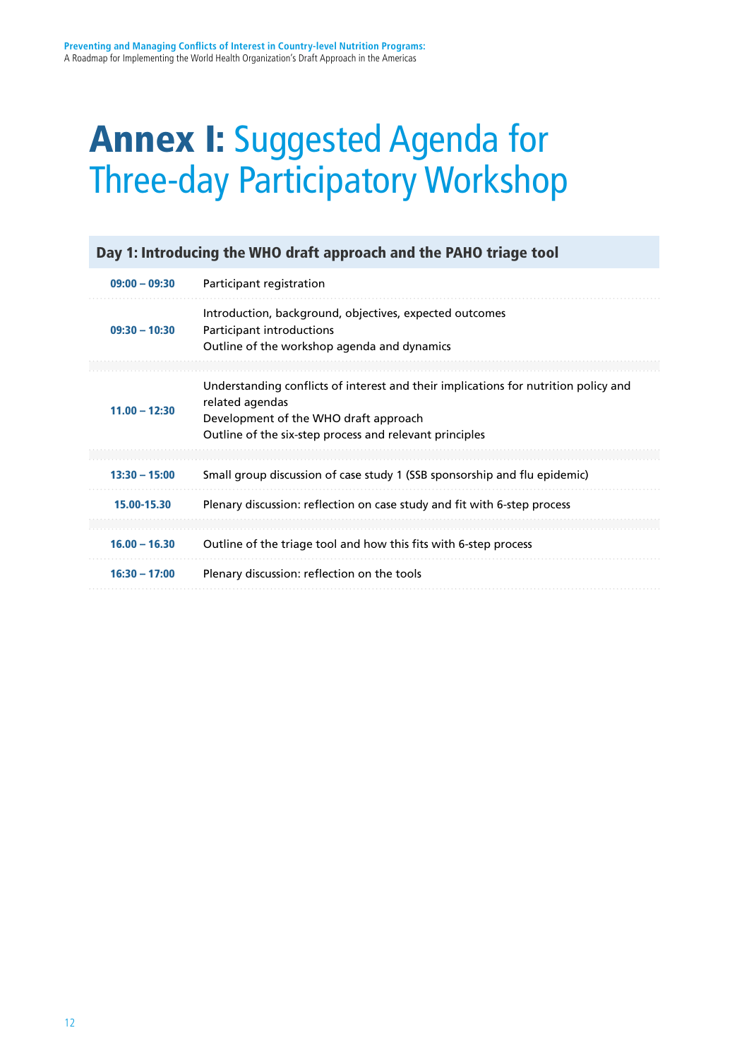# Annex I: Suggested Agenda for Three-day Participatory Workshop

| Day 1: Introducing the WHO draft approach and the PAHO triage tool | |
|---|---|
| **09:00 – 09:30** | Participant registration |
| **09:30 – 10:30** | Introduction, background, objectives, expected outcomes<br>Participant introductions<br>Outline of the workshop agenda and dynamics |
| **11.00 – 12:30** | Understanding conflicts of interest and their implications for nutrition policy and related agendas<br>Development of the WHO draft approach<br>Outline of the six-step process and relevant principles |
| **13:30 – 15:00** | Small group discussion of case study 1 (SSB sponsorship and flu epidemic) |
| **15.00-15.30** | Plenary discussion: reflection on case study and fit with 6-step process |
| **16.00 – 16.30** | Outline of the triage tool and how this fits with 6-step process |
| **16:30 – 17:00** | Plenary discussion: reflection on the tools |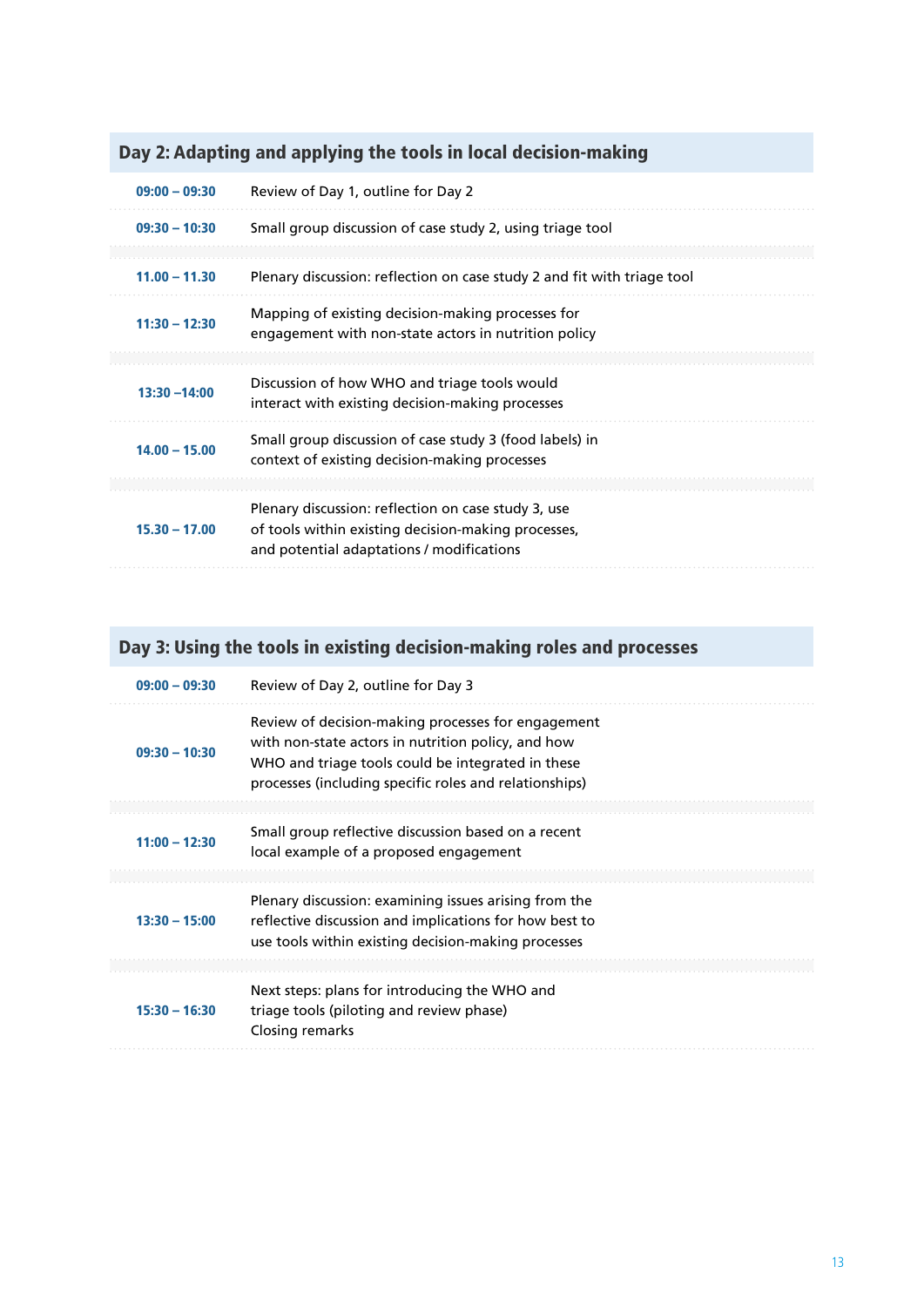## Day 2: Adapting and applying the tools in local decision-making

| | |
|---|---|
| 09:00 – 09:30 | Review of Day 1, outline for Day 2 |
| 09:30 – 10:30 | Small group discussion of case study 2, using triage tool |
| 11.00 – 11.30 | Plenary discussion: reflection on case study 2 and fit with triage tool |
| 11:30 – 12:30 | Mapping of existing decision-making processes for engagement with non-state actors in nutrition policy |
| 13:30 –14:00 | Discussion of how WHO and triage tools would interact with existing decision-making processes |
| 14.00 – 15.00 | Small group discussion of case study 3 (food labels) in context of existing decision-making processes |
| 15.30 – 17.00 | Plenary discussion: reflection on case study 3, use of tools within existing decision-making processes, and potential adaptations / modifications |

## Day 3: Using the tools in existing decision-making roles and processes

| | |
|---|---|
| 09:00 – 09:30 | Review of Day 2, outline for Day 3 |
| 09:30 – 10:30 | Review of decision-making processes for engagement with non-state actors in nutrition policy, and how WHO and triage tools could be integrated in these processes (including specific roles and relationships) |
| 11:00 – 12:30 | Small group reflective discussion based on a recent local example of a proposed engagement |
| 13:30 – 15:00 | Plenary discussion: examining issues arising from the reflective discussion and implications for how best to use tools within existing decision-making processes |
| 15:30 – 16:30 | Next steps: plans for introducing the WHO and triage tools (piloting and review phase)<br>Closing remarks |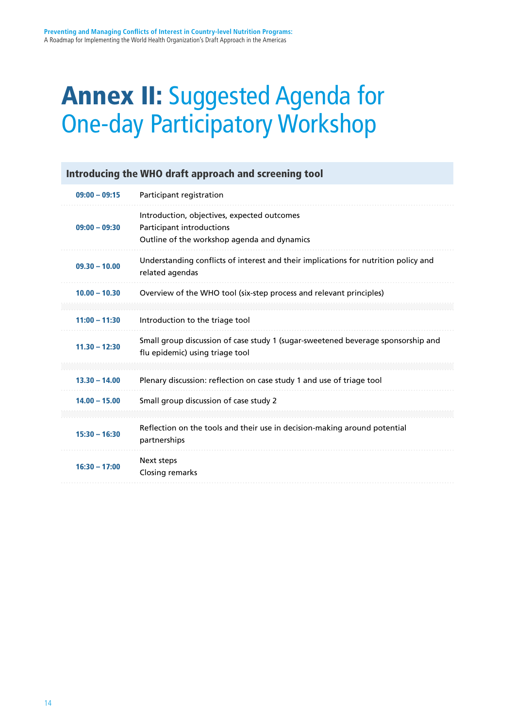# Annex II: Suggested Agenda for One-day Participatory Workshop

| Introducing the WHO draft approach and screening tool | |
|---|---|
| **09:00 – 09:15** | Participant registration |
| **09:00 – 09:30** | Introduction, objectives, expected outcomes<br>Participant introductions<br>Outline of the workshop agenda and dynamics |
| **09.30 – 10.00** | Understanding conflicts of interest and their implications for nutrition policy and related agendas |
| **10.00 – 10.30** | Overview of the WHO tool (six-step process and relevant principles) |
| | |
| **11:00 – 11:30** | Introduction to the triage tool |
| **11.30 – 12:30** | Small group discussion of case study 1 (sugar-sweetened beverage sponsorship and flu epidemic) using triage tool |
| | |
| **13.30 – 14.00** | Plenary discussion: reflection on case study 1 and use of triage tool |
| **14.00 – 15.00** | Small group discussion of case study 2 |
| | |
| **15:30 – 16:30** | Reflection on the tools and their use in decision-making around potential partnerships |
| **16:30 – 17:00** | Next steps<br>Closing remarks |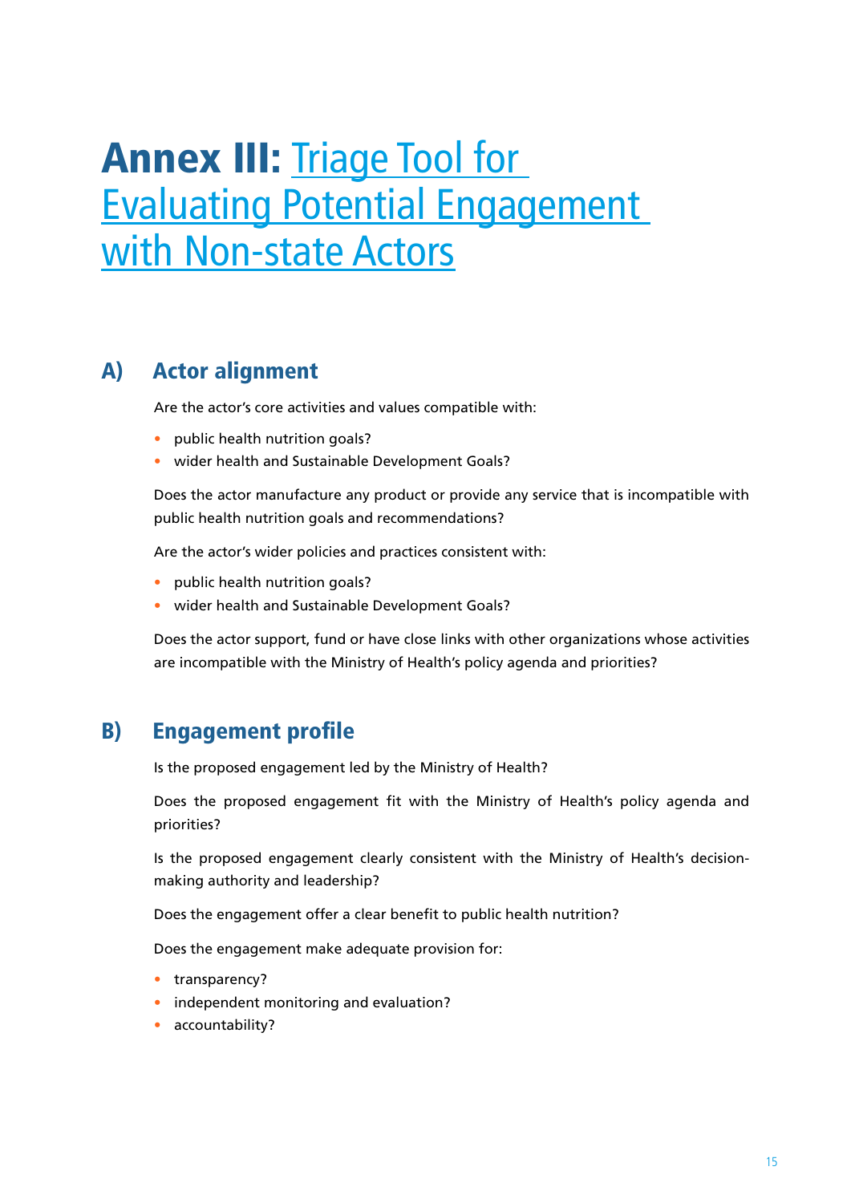# Annex III: Triage Tool for Evaluating Potential Engagement with Non-state Actors

## A) Actor alignment

Are the actor's core activities and values compatible with:

- public health nutrition goals?
- wider health and Sustainable Development Goals?

Does the actor manufacture any product or provide any service that is incompatible with public health nutrition goals and recommendations?

Are the actor's wider policies and practices consistent with:

- public health nutrition goals?
- wider health and Sustainable Development Goals?

Does the actor support, fund or have close links with other organizations whose activities are incompatible with the Ministry of Health's policy agenda and priorities?

## B) Engagement profile

Is the proposed engagement led by the Ministry of Health?

Does the proposed engagement fit with the Ministry of Health's policy agenda and priorities?

Is the proposed engagement clearly consistent with the Ministry of Health's decision-making authority and leadership?

Does the engagement offer a clear benefit to public health nutrition?

Does the engagement make adequate provision for:

- transparency?
- independent monitoring and evaluation?
- accountability?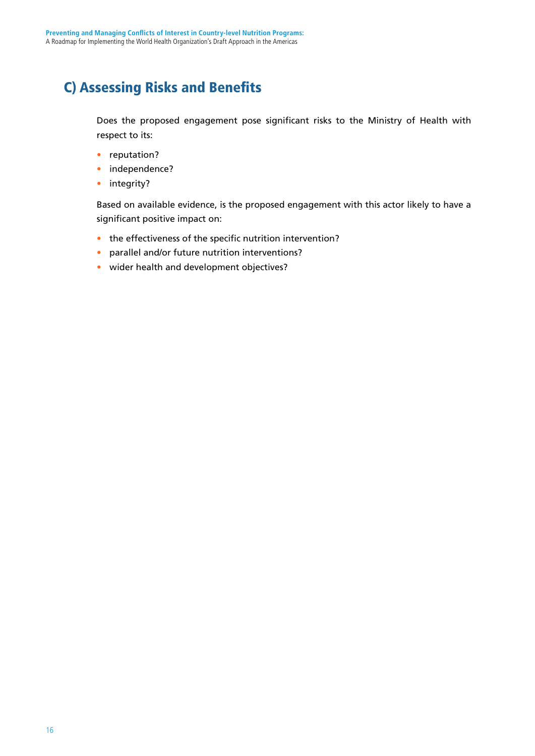## C) Assessing Risks and Benefits

Does the proposed engagement pose significant risks to the Ministry of Health with respect to its:

- reputation?
- independence?
- integrity?

Based on available evidence, is the proposed engagement with this actor likely to have a significant positive impact on:

- the effectiveness of the specific nutrition intervention?
- parallel and/or future nutrition interventions?
- wider health and development objectives?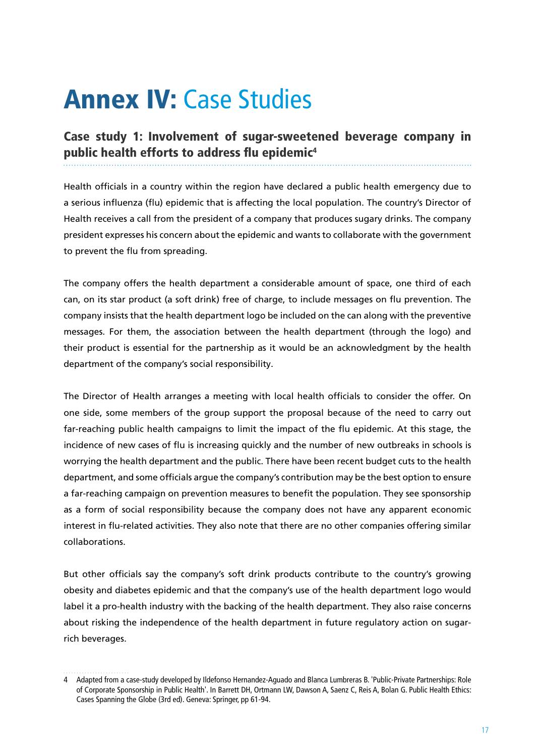# Annex IV: Case Studies

## Case study 1: Involvement of sugar-sweetened beverage company in public health efforts to address flu epidemic[4]

Health officials in a country within the region have declared a public health emergency due to a serious influenza (flu) epidemic that is affecting the local population. The country's Director of Health receives a call from the president of a company that produces sugary drinks. The company president expresses his concern about the epidemic and wants to collaborate with the government to prevent the flu from spreading.

The company offers the health department a considerable amount of space, one third of each can, on its star product (a soft drink) free of charge, to include messages on flu prevention. The company insists that the health department logo be included on the can along with the preventive messages. For them, the association between the health department (through the logo) and their product is essential for the partnership as it would be an acknowledgment by the health department of the company's social responsibility.

The Director of Health arranges a meeting with local health officials to consider the offer. On one side, some members of the group support the proposal because of the need to carry out far-reaching public health campaigns to limit the impact of the flu epidemic. At this stage, the incidence of new cases of flu is increasing quickly and the number of new outbreaks in schools is worrying the health department and the public. There have been recent budget cuts to the health department, and some officials argue the company's contribution may be the best option to ensure a far-reaching campaign on prevention measures to benefit the population. They see sponsorship as a form of social responsibility because the company does not have any apparent economic interest in flu-related activities. They also note that there are no other companies offering similar collaborations.

But other officials say the company's soft drink products contribute to the country's growing obesity and diabetes epidemic and that the company's use of the health department logo would label it a pro-health industry with the backing of the health department. They also raise concerns about risking the independence of the health department in future regulatory action on sugar-rich beverages.

---

4 Adapted from a case-study developed by Ildefonso Hernandez-Aguado and Blanca Lumbreras B. 'Public-Private Partnerships: Role of Corporate Sponsorship in Public Health'. In Barrett DH, Ortmann LW, Dawson A, Saenz C, Reis A, Bolan G. Public Health Ethics: Cases Spanning the Globe (3rd ed). Geneva: Springer, pp 61-94.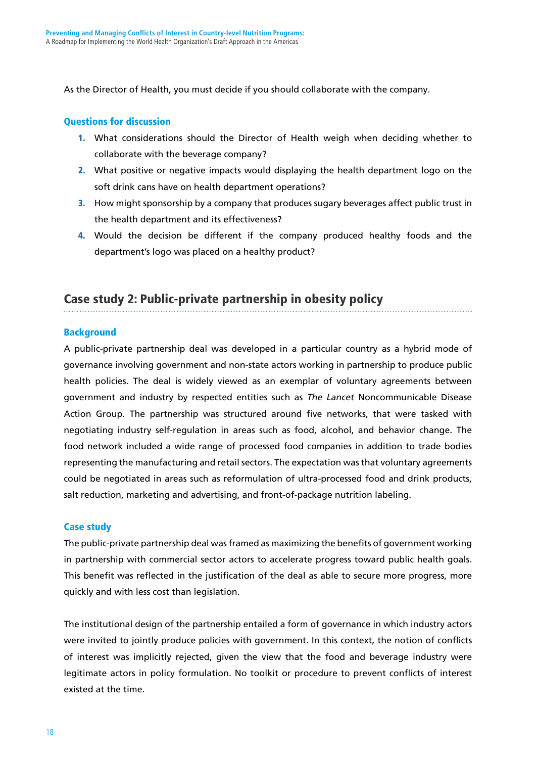As the Director of Health, you must decide if you should collaborate with the company.

### Questions for discussion

1. What considerations should the Director of Health weigh when deciding whether to collaborate with the beverage company?
2. What positive or negative impacts would displaying the health department logo on the soft drink cans have on health department operations?
3. How might sponsorship by a company that produces sugary beverages affect public trust in the health department and its effectiveness?
4. Would the decision be different if the company produced healthy foods and the department's logo was placed on a healthy product?

## Case study 2: Public-private partnership in obesity policy

### Background

A public-private partnership deal was developed in a particular country as a hybrid mode of governance involving government and non-state actors working in partnership to produce public health policies. The deal is widely viewed as an exemplar of voluntary agreements between government and industry by respected entities such as *The Lancet* Noncommunicable Disease Action Group. The partnership was structured around five networks, that were tasked with negotiating industry self-regulation in areas such as food, alcohol, and behavior change. The food network included a wide range of processed food companies in addition to trade bodies representing the manufacturing and retail sectors. The expectation was that voluntary agreements could be negotiated in areas such as reformulation of ultra-processed food and drink products, salt reduction, marketing and advertising, and front-of-package nutrition labeling.

### Case study

The public-private partnership deal was framed as maximizing the benefits of government working in partnership with commercial sector actors to accelerate progress toward public health goals. This benefit was reflected in the justification of the deal as able to secure more progress, more quickly and with less cost than legislation.

The institutional design of the partnership entailed a form of governance in which industry actors were invited to jointly produce policies with government. In this context, the notion of conflicts of interest was implicitly rejected, given the view that the food and beverage industry were legitimate actors in policy formulation. No toolkit or procedure to prevent conflicts of interest existed at the time.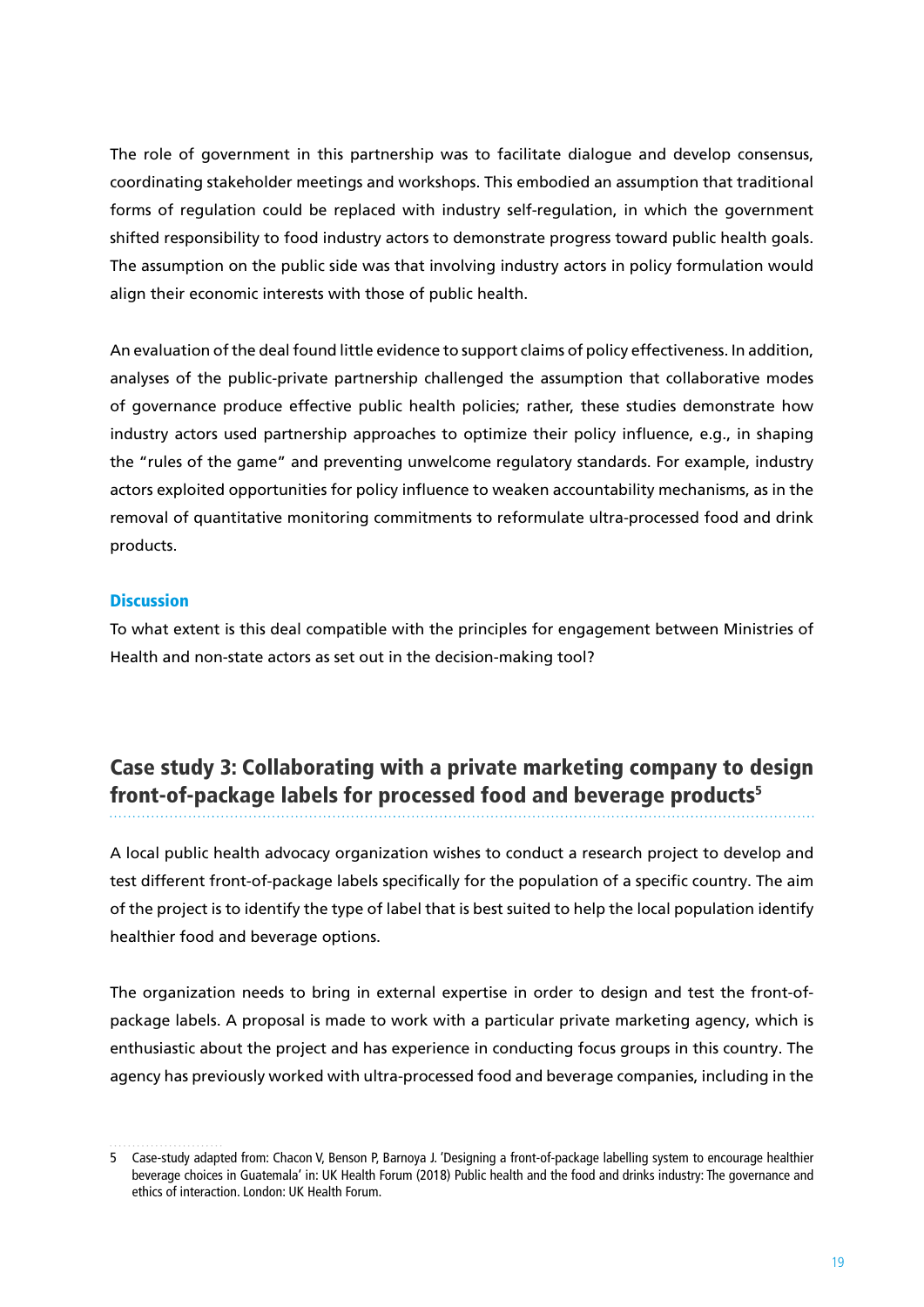The role of government in this partnership was to facilitate dialogue and develop consensus, coordinating stakeholder meetings and workshops. This embodied an assumption that traditional forms of regulation could be replaced with industry self-regulation, in which the government shifted responsibility to food industry actors to demonstrate progress toward public health goals. The assumption on the public side was that involving industry actors in policy formulation would align their economic interests with those of public health.

An evaluation of the deal found little evidence to support claims of policy effectiveness. In addition, analyses of the public-private partnership challenged the assumption that collaborative modes of governance produce effective public health policies; rather, these studies demonstrate how industry actors used partnership approaches to optimize their policy influence, e.g., in shaping the "rules of the game" and preventing unwelcome regulatory standards. For example, industry actors exploited opportunities for policy influence to weaken accountability mechanisms, as in the removal of quantitative monitoring commitments to reformulate ultra-processed food and drink products.

### Discussion

To what extent is this deal compatible with the principles for engagement between Ministries of Health and non-state actors as set out in the decision-making tool?

## Case study 3: Collaborating with a private marketing company to design front-of-package labels for processed food and beverage products[5]

A local public health advocacy organization wishes to conduct a research project to develop and test different front-of-package labels specifically for the population of a specific country. The aim of the project is to identify the type of label that is best suited to help the local population identify healthier food and beverage options.

The organization needs to bring in external expertise in order to design and test the front-of-package labels. A proposal is made to work with a particular private marketing agency, which is enthusiastic about the project and has experience in conducting focus groups in this country. The agency has previously worked with ultra-processed food and beverage companies, including in the

---

5 Case-study adapted from: Chacon V, Benson P, Barnoya J. 'Designing a front-of-package labelling system to encourage healthier beverage choices in Guatemala' in: UK Health Forum (2018) Public health and the food and drinks industry: The governance and ethics of interaction. London: UK Health Forum.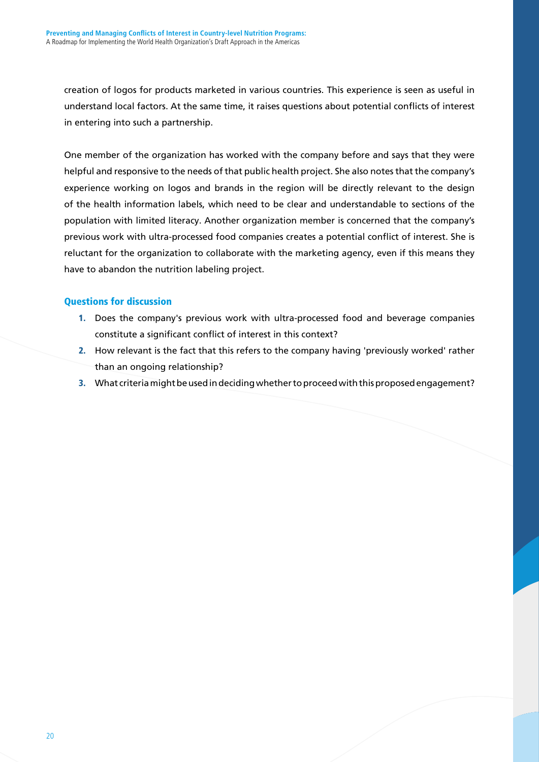creation of logos for products marketed in various countries. This experience is seen as useful in understand local factors. At the same time, it raises questions about potential conflicts of interest in entering into such a partnership.

One member of the organization has worked with the company before and says that they were helpful and responsive to the needs of that public health project. She also notes that the company's experience working on logos and brands in the region will be directly relevant to the design of the health information labels, which need to be clear and understandable to sections of the population with limited literacy. Another organization member is concerned that the company's previous work with ultra-processed food companies creates a potential conflict of interest. She is reluctant for the organization to collaborate with the marketing agency, even if this means they have to abandon the nutrition labeling project.

### Questions for discussion

1. Does the company's previous work with ultra-processed food and beverage companies constitute a significant conflict of interest in this context?
2. How relevant is the fact that this refers to the company having 'previously worked' rather than an ongoing relationship?
3. What criteria might be used in deciding whether to proceed with this proposed engagement?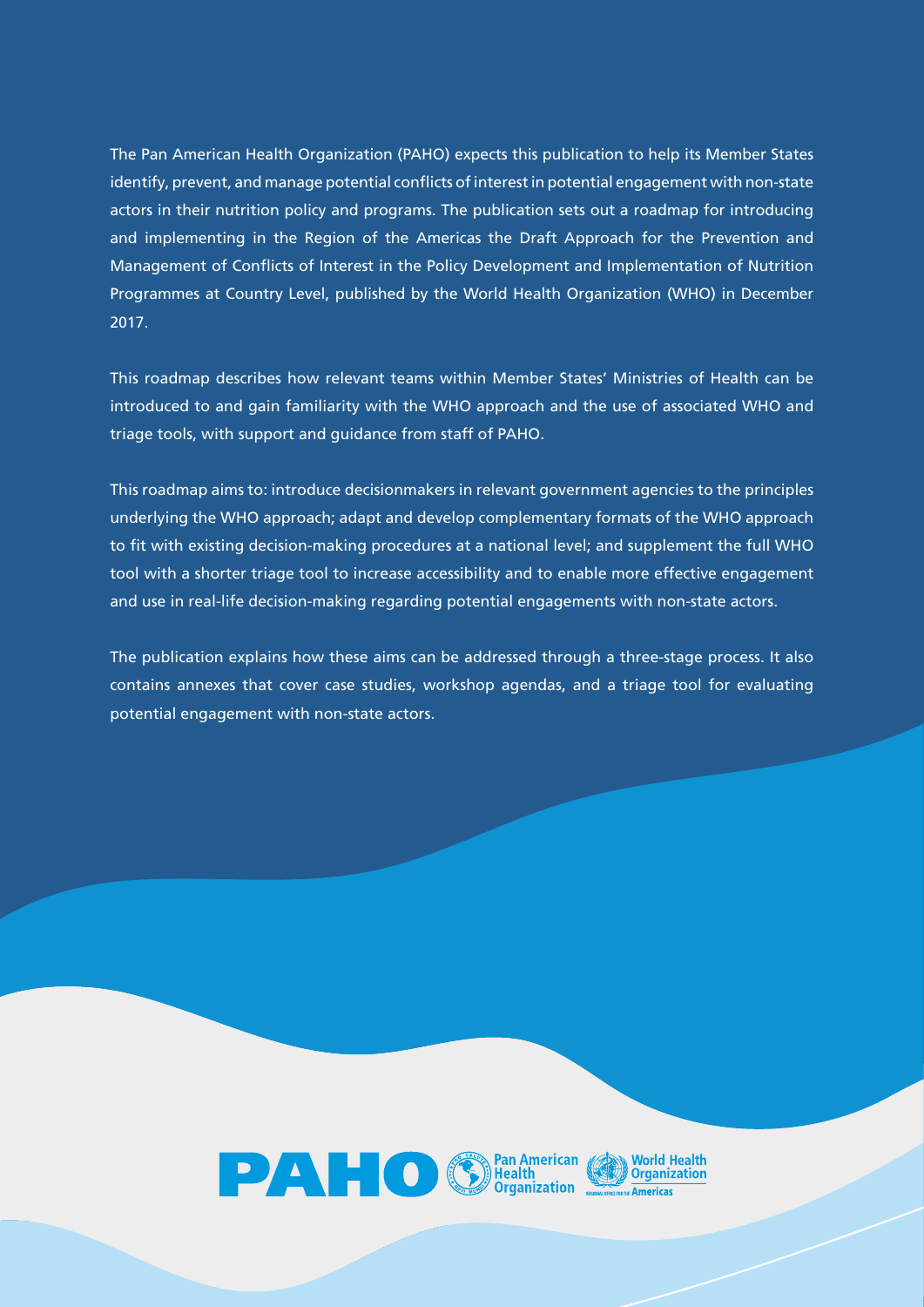The Pan American Health Organization (PAHO) expects this publication to help its Member States identify, prevent, and manage potential conflicts of interest in potential engagement with non-state actors in their nutrition policy and programs. The publication sets out a roadmap for introducing and implementing in the Region of the Americas the Draft Approach for the Prevention and Management of Conflicts of Interest in the Policy Development and Implementation of Nutrition Programmes at Country Level, published by the World Health Organization (WHO) in December 2017.

This roadmap describes how relevant teams within Member States' Ministries of Health can be introduced to and gain familiarity with the WHO approach and the use of associated WHO and triage tools, with support and guidance from staff of PAHO.

This roadmap aims to: introduce decisionmakers in relevant government agencies to the principles underlying the WHO approach; adapt and develop complementary formats of the WHO approach to fit with existing decision-making procedures at a national level; and supplement the full WHO tool with a shorter triage tool to increase accessibility and to enable more effective engagement and use in real-life decision-making regarding potential engagements with non-state actors.

The publication explains how these aims can be addressed through a three-stage process. It also contains annexes that cover case studies, workshop agendas, and a triage tool for evaluating potential engagement with non-state actors.

PAHO Pan American Health Organization World Health Organization Regional Office for the Americas